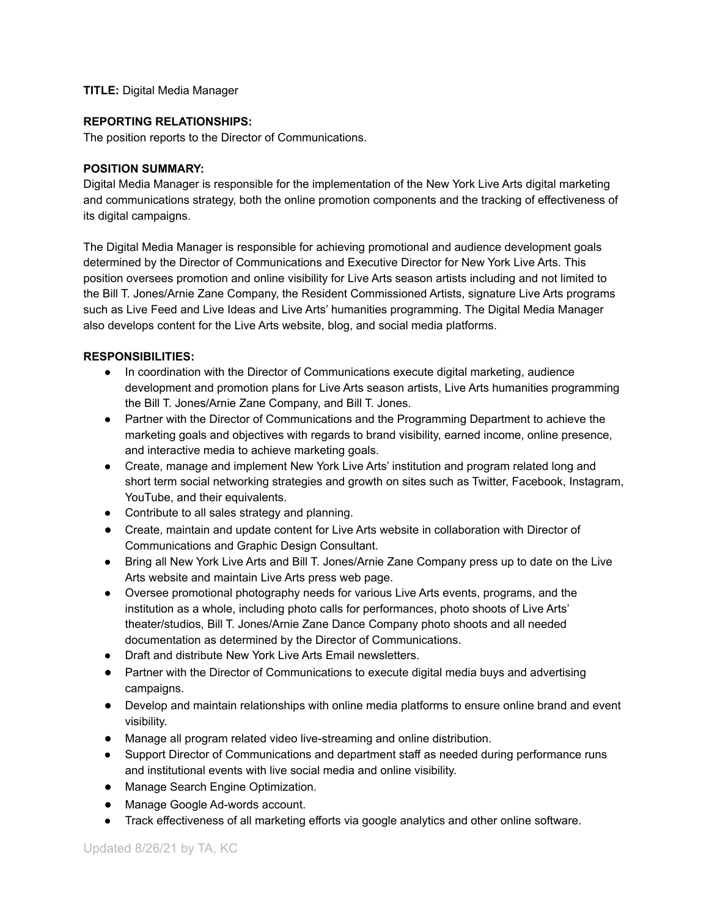**TITLE:** Digital Media Manager

**REPORTING RELATIONSHIPS:**
The position reports to the Director of Communications.

**POSITION SUMMARY:**
Digital Media Manager is responsible for the implementation of the New York Live Arts digital marketing and communications strategy, both the online promotion components and the tracking of effectiveness of its digital campaigns.

The Digital Media Manager is responsible for achieving promotional and audience development goals determined by the Director of Communications and Executive Director for New York Live Arts. This position oversees promotion and online visibility for Live Arts season artists including and not limited to the Bill T. Jones/Arnie Zane Company, the Resident Commissioned Artists, signature Live Arts programs such as Live Feed and Live Ideas and Live Arts' humanities programming. The Digital Media Manager also develops content for the Live Arts website, blog, and social media platforms.

**RESPONSIBILITIES:**

- In coordination with the Director of Communications execute digital marketing, audience development and promotion plans for Live Arts season artists, Live Arts humanities programming the Bill T. Jones/Arnie Zane Company, and Bill T. Jones.
- Partner with the Director of Communications and the Programming Department to achieve the marketing goals and objectives with regards to brand visibility, earned income, online presence, and interactive media to achieve marketing goals.
- Create, manage and implement New York Live Arts' institution and program related long and short term social networking strategies and growth on sites such as Twitter, Facebook, Instagram, YouTube, and their equivalents.
- Contribute to all sales strategy and planning.
- Create, maintain and update content for Live Arts website in collaboration with Director of Communications and Graphic Design Consultant.
- Bring all New York Live Arts and Bill T. Jones/Arnie Zane Company press up to date on the Live Arts website and maintain Live Arts press web page.
- Oversee promotional photography needs for various Live Arts events, programs, and the institution as a whole, including photo calls for performances, photo shoots of Live Arts' theater/studios, Bill T. Jones/Arnie Zane Dance Company photo shoots and all needed documentation as determined by the Director of Communications.
- Draft and distribute New York Live Arts Email newsletters.
- Partner with the Director of Communications to execute digital media buys and advertising campaigns.
- Develop and maintain relationships with online media platforms to ensure online brand and event visibility.
- Manage all program related video live-streaming and online distribution.
- Support Director of Communications and department staff as needed during performance runs and institutional events with live social media and online visibility.
- Manage Search Engine Optimization.
- Manage Google Ad-words account.
- Track effectiveness of all marketing efforts via google analytics and other online software.

Updated 8/26/21 by TA, KC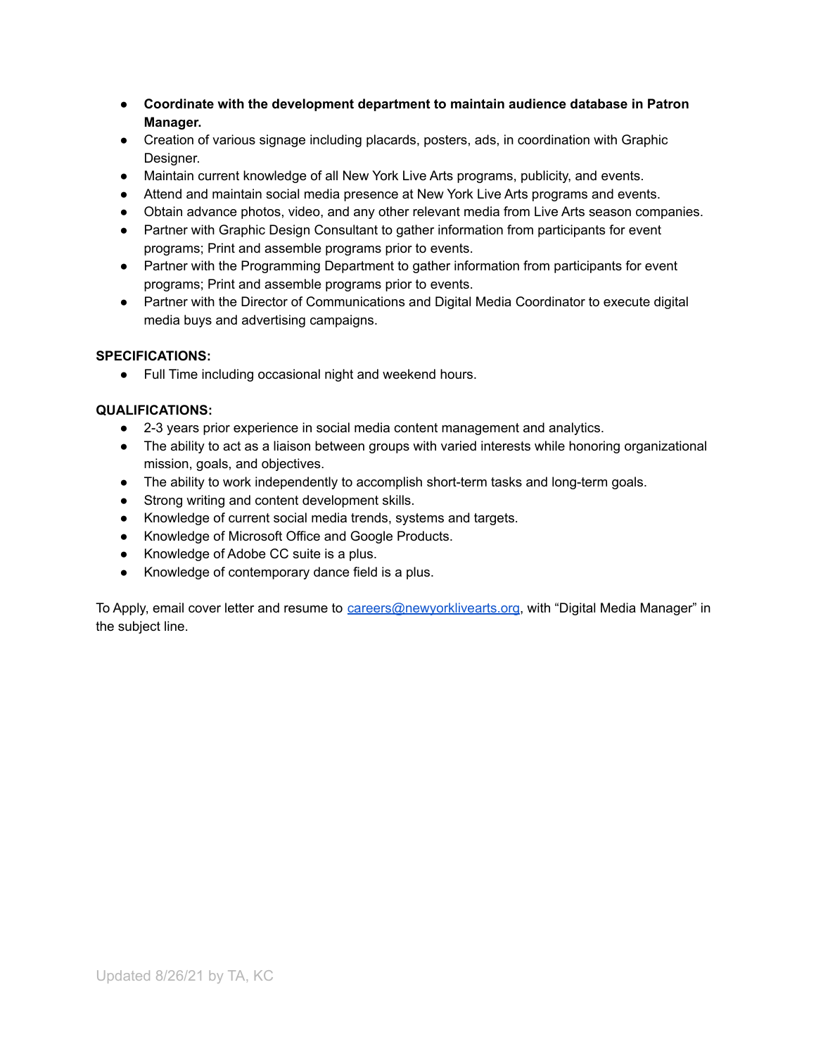- **Coordinate with the development department to maintain audience database in Patron Manager.**
- Creation of various signage including placards, posters, ads, in coordination with Graphic Designer.
- Maintain current knowledge of all New York Live Arts programs, publicity, and events.
- Attend and maintain social media presence at New York Live Arts programs and events.
- Obtain advance photos, video, and any other relevant media from Live Arts season companies.
- Partner with Graphic Design Consultant to gather information from participants for event programs; Print and assemble programs prior to events.
- Partner with the Programming Department to gather information from participants for event programs; Print and assemble programs prior to events.
- Partner with the Director of Communications and Digital Media Coordinator to execute digital media buys and advertising campaigns.

**SPECIFICATIONS:**

- Full Time including occasional night and weekend hours.

**QUALIFICATIONS:**

- 2-3 years prior experience in social media content management and analytics.
- The ability to act as a liaison between groups with varied interests while honoring organizational mission, goals, and objectives.
- The ability to work independently to accomplish short-term tasks and long-term goals.
- Strong writing and content development skills.
- Knowledge of current social media trends, systems and targets.
- Knowledge of Microsoft Office and Google Products.
- Knowledge of Adobe CC suite is a plus.
- Knowledge of contemporary dance field is a plus.

To Apply, email cover letter and resume to careers@newyorklivearts.org, with "Digital Media Manager" in the subject line.

Updated 8/26/21 by TA, KC